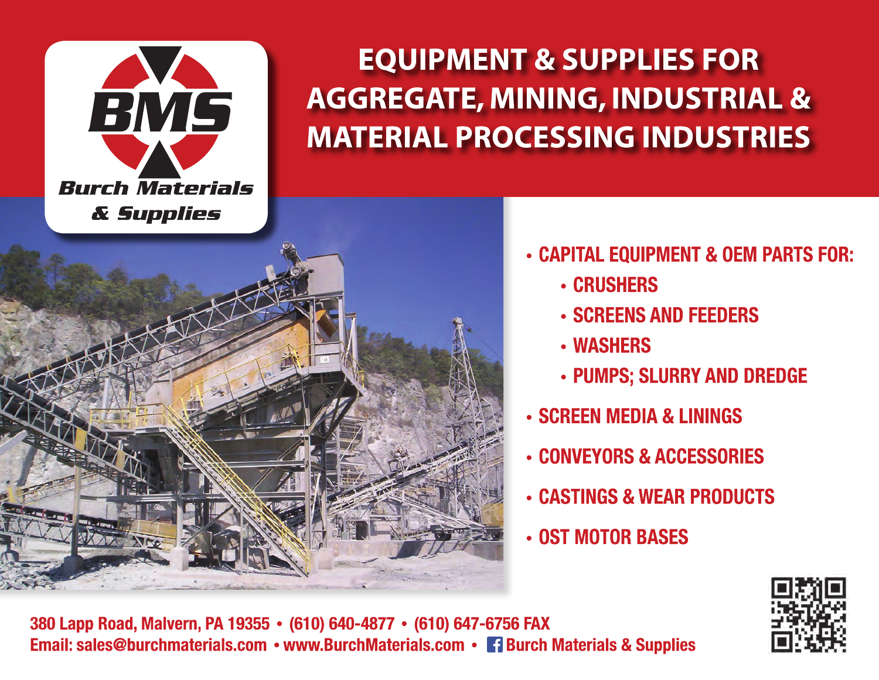# BMS

**Burch Materials & Supplies**

## EQUIPMENT & SUPPLIES FOR AGGREGATE, MINING, INDUSTRIAL & MATERIAL PROCESSING INDUSTRIES

- CAPITAL EQUIPMENT & OEM PARTS FOR:
  - CRUSHERS
  - SCREENS AND FEEDERS
  - WASHERS
  - PUMPS; SLURRY AND DREDGE
- SCREEN MEDIA & LININGS
- CONVEYORS & ACCESSORIES
- CASTINGS & WEAR PRODUCTS
- OST MOTOR BASES

380 Lapp Road, Malvern, PA 19355 • (610) 640-4877 • (610) 647-6756 FAX
Email: sales@burchmaterials.com • www.BurchMaterials.com • Burch Materials & Supplies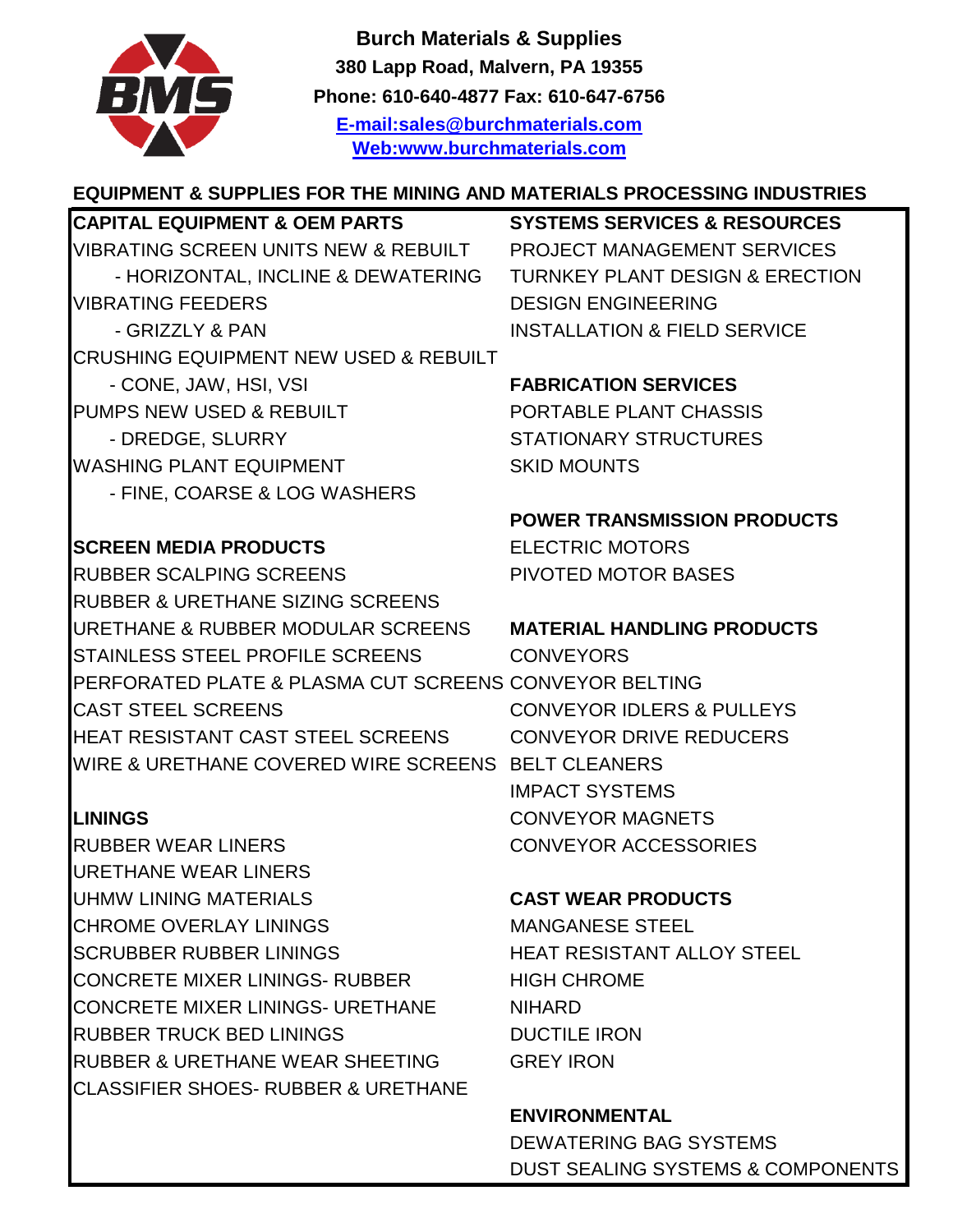**Burch Materials & Supplies**
**380 Lapp Road, Malvern, PA 19355**
**Phone: 610-640-4877 Fax: 610-647-6756**
**E-mail:sales@burchmaterials.com**
**Web:www.burchmaterials.com**

## EQUIPMENT & SUPPLIES FOR THE MINING AND MATERIALS PROCESSING INDUSTRIES

### CAPITAL EQUIPMENT & OEM PARTS

VIBRATING SCREEN UNITS NEW & REBUILT
- HORIZONTAL, INCLINE & DEWATERING

VIBRATING FEEDERS
- GRIZZLY & PAN

CRUSHING EQUIPMENT NEW USED & REBUILT
- CONE, JAW, HSI, VSI

PUMPS NEW USED & REBUILT
- DREDGE, SLURRY

WASHING PLANT EQUIPMENT
- FINE, COARSE & LOG WASHERS

### SCREEN MEDIA PRODUCTS

RUBBER SCALPING SCREENS
RUBBER & URETHANE SIZING SCREENS
URETHANE & RUBBER MODULAR SCREENS
STAINLESS STEEL PROFILE SCREENS
PERFORATED PLATE & PLASMA CUT SCREENS
CAST STEEL SCREENS
HEAT RESISTANT CAST STEEL SCREENS
WIRE & URETHANE COVERED WIRE SCREENS

### LININGS

RUBBER WEAR LINERS
URETHANE WEAR LINERS
UHMW LINING MATERIALS
CHROME OVERLAY LININGS
SCRUBBER RUBBER LININGS
CONCRETE MIXER LININGS- RUBBER
CONCRETE MIXER LININGS- URETHANE
RUBBER TRUCK BED LININGS
RUBBER & URETHANE WEAR SHEETING
CLASSIFIER SHOES- RUBBER & URETHANE

### SYSTEMS SERVICES & RESOURCES

PROJECT MANAGEMENT SERVICES
TURNKEY PLANT DESIGN & ERECTION
DESIGN ENGINEERING
INSTALLATION & FIELD SERVICE

### FABRICATION SERVICES

PORTABLE PLANT CHASSIS
STATIONARY STRUCTURES
SKID MOUNTS

### POWER TRANSMISSION PRODUCTS

ELECTRIC MOTORS
PIVOTED MOTOR BASES

### MATERIAL HANDLING PRODUCTS

CONVEYORS
CONVEYOR BELTING
CONVEYOR IDLERS & PULLEYS
CONVEYOR DRIVE REDUCERS
BELT CLEANERS
IMPACT SYSTEMS
CONVEYOR MAGNETS
CONVEYOR ACCESSORIES

### CAST WEAR PRODUCTS

MANGANESE STEEL
HEAT RESISTANT ALLOY STEEL
HIGH CHROME
NIHARD
DUCTILE IRON
GREY IRON

### ENVIRONMENTAL

DEWATERING BAG SYSTEMS
DUST SEALING SYSTEMS & COMPONENTS